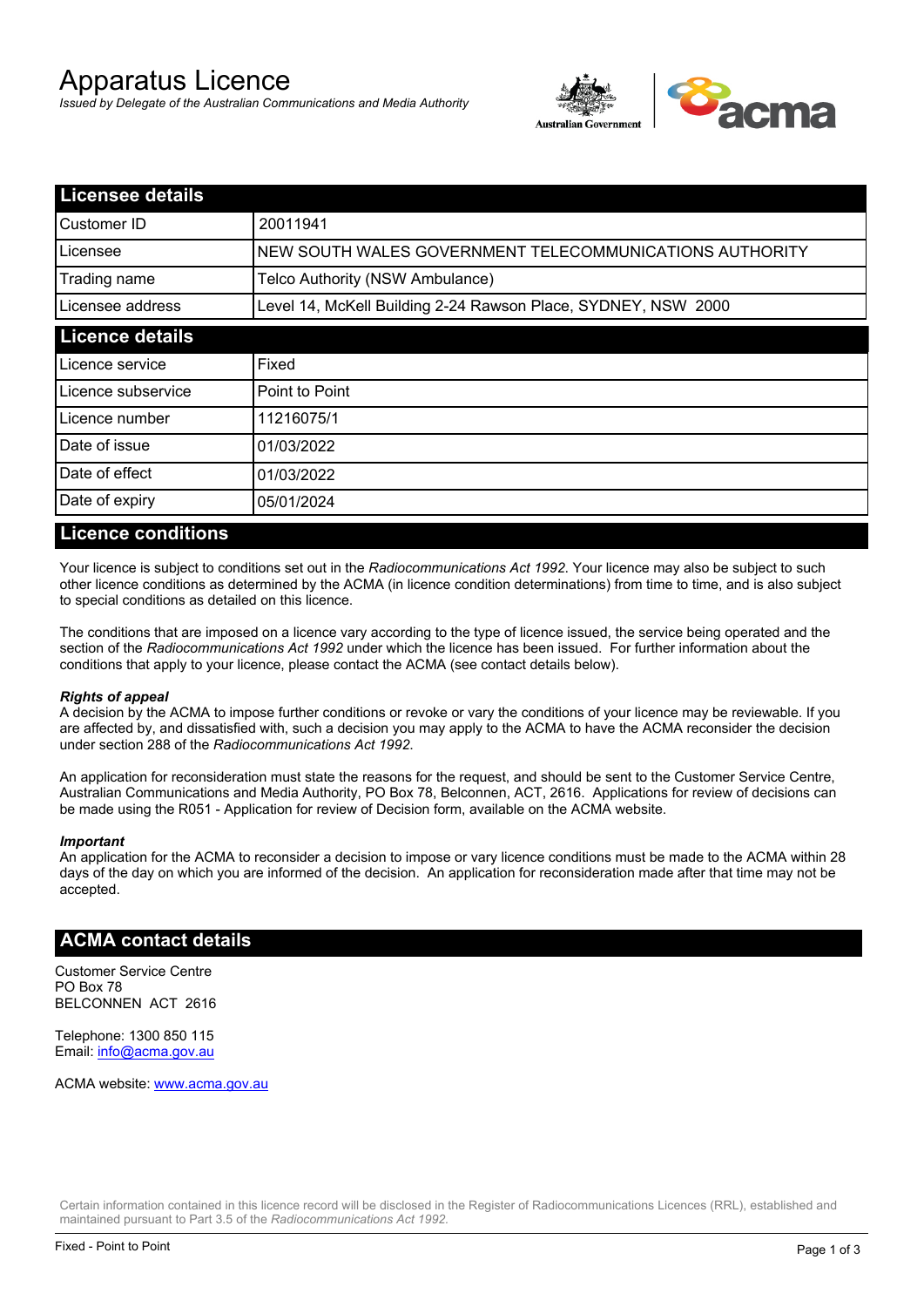# Apparatus Licence

*Issued by Delegate of the Australian Communications and Media Authority*

## Licensee details

| | |
|---|---|
| Customer ID | 20011941 |
| Licensee | NEW SOUTH WALES GOVERNMENT TELECOMMUNICATIONS AUTHORITY |
| Trading name | Telco Authority (NSW Ambulance) |
| Licensee address | Level 14, McKell Building 2-24 Rawson Place, SYDNEY, NSW 2000 |

## Licence details

| | |
|---|---|
| Licence service | Fixed |
| Licence subservice | Point to Point |
| Licence number | 11216075/1 |
| Date of issue | 01/03/2022 |
| Date of effect | 01/03/2022 |
| Date of expiry | 05/01/2024 |

## Licence conditions

Your licence is subject to conditions set out in the *Radiocommunications Act 1992*. Your licence may also be subject to such other licence conditions as determined by the ACMA (in licence condition determinations) from time to time, and is also subject to special conditions as detailed on this licence.

The conditions that are imposed on a licence vary according to the type of licence issued, the service being operated and the section of the *Radiocommunications Act 1992* under which the licence has been issued. For further information about the conditions that apply to your licence, please contact the ACMA (see contact details below).

***Rights of appeal***

A decision by the ACMA to impose further conditions or revoke or vary the conditions of your licence may be reviewable. If you are affected by, and dissatisfied with, such a decision you may apply to the ACMA to have the ACMA reconsider the decision under section 288 of the *Radiocommunications Act 1992*.

An application for reconsideration must state the reasons for the request, and should be sent to the Customer Service Centre, Australian Communications and Media Authority, PO Box 78, Belconnen, ACT, 2616. Applications for review of decisions can be made using the R051 - Application for review of Decision form, available on the ACMA website.

***Important***

An application for the ACMA to reconsider a decision to impose or vary licence conditions must be made to the ACMA within 28 days of the day on which you are informed of the decision. An application for reconsideration made after that time may not be accepted.

## ACMA contact details

Customer Service Centre
PO Box 78
BELCONNEN ACT 2616

Telephone: 1300 850 115
Email: info@acma.gov.au

ACMA website: www.acma.gov.au

Certain information contained in this licence record will be disclosed in the Register of Radiocommunications Licences (RRL), established and maintained pursuant to Part 3.5 of the *Radiocommunications Act 1992*.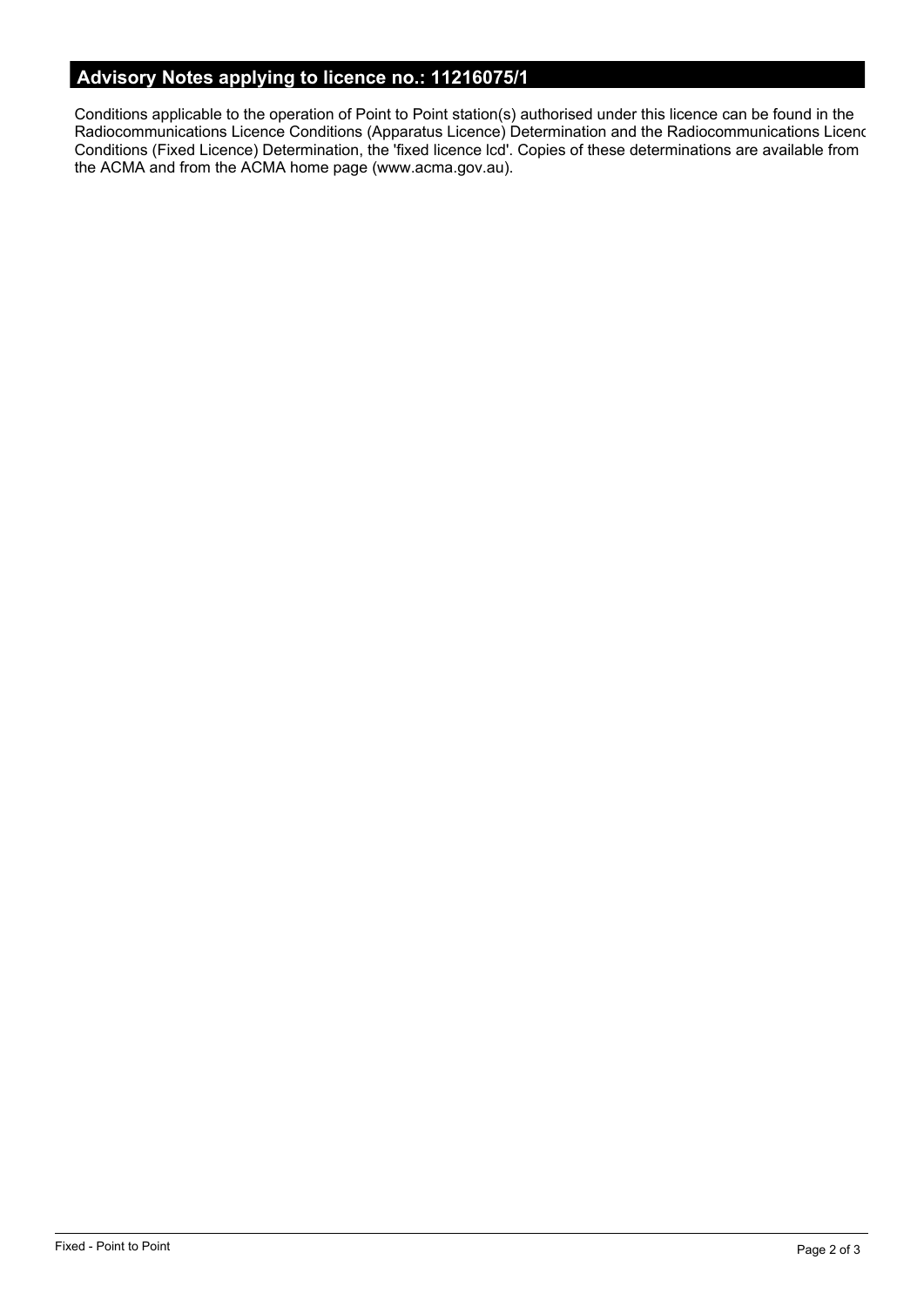## Advisory Notes applying to licence no.: 11216075/1

Conditions applicable to the operation of Point to Point station(s) authorised under this licence can be found in the Radiocommunications Licence Conditions (Apparatus Licence) Determination and the Radiocommunications Licenc Conditions (Fixed Licence) Determination, the 'fixed licence lcd'. Copies of these determinations are available from the ACMA and from the ACMA home page (www.acma.gov.au).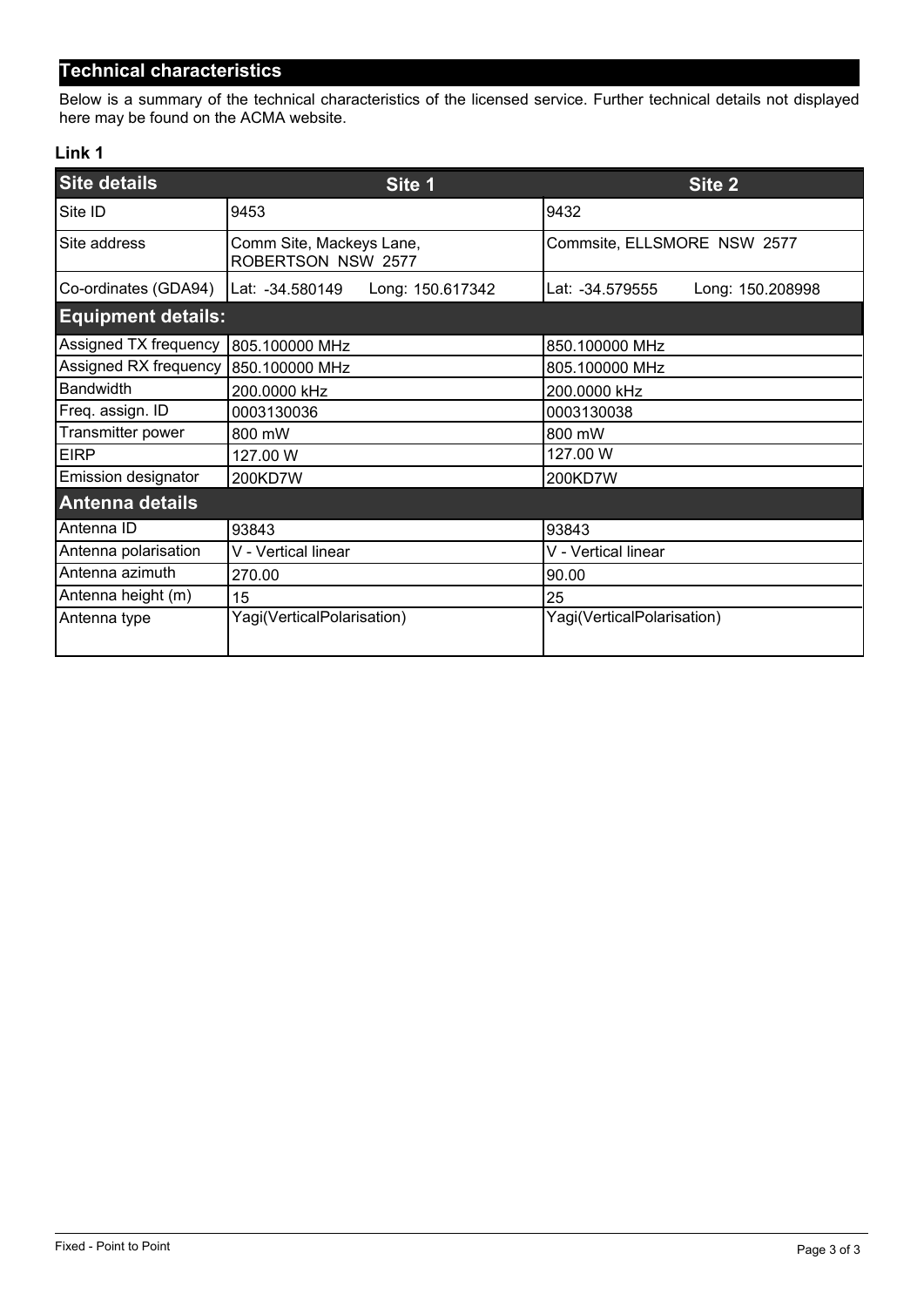## Technical characteristics

Below is a summary of the technical characteristics of the licensed service. Further technical details not displayed here may be found on the ACMA website.

### Link 1

| Site details | Site 1 | Site 2 |
|---|---|---|
| Site ID | 9453 | 9432 |
| Site address | Comm Site, Mackeys Lane, ROBERTSON NSW 2577 | Commsite, ELLSMORE NSW 2577 |
| Co-ordinates (GDA94) | Lat: -34.580149 Long: 150.617342 | Lat: -34.579555 Long: 150.208998 |
| **Equipment details:** | | |
| Assigned TX frequency | 805.100000 MHz | 850.100000 MHz |
| Assigned RX frequency | 850.100000 MHz | 805.100000 MHz |
| Bandwidth | 200.0000 kHz | 200.0000 kHz |
| Freq. assign. ID | 0003130036 | 0003130038 |
| Transmitter power | 800 mW | 800 mW |
| EIRP | 127.00 W | 127.00 W |
| Emission designator | 200KD7W | 200KD7W |
| **Antenna details** | | |
| Antenna ID | 93843 | 93843 |
| Antenna polarisation | V - Vertical linear | V - Vertical linear |
| Antenna azimuth | 270.00 | 90.00 |
| Antenna height (m) | 15 | 25 |
| Antenna type | Yagi(VerticalPolarisation) | Yagi(VerticalPolarisation) |